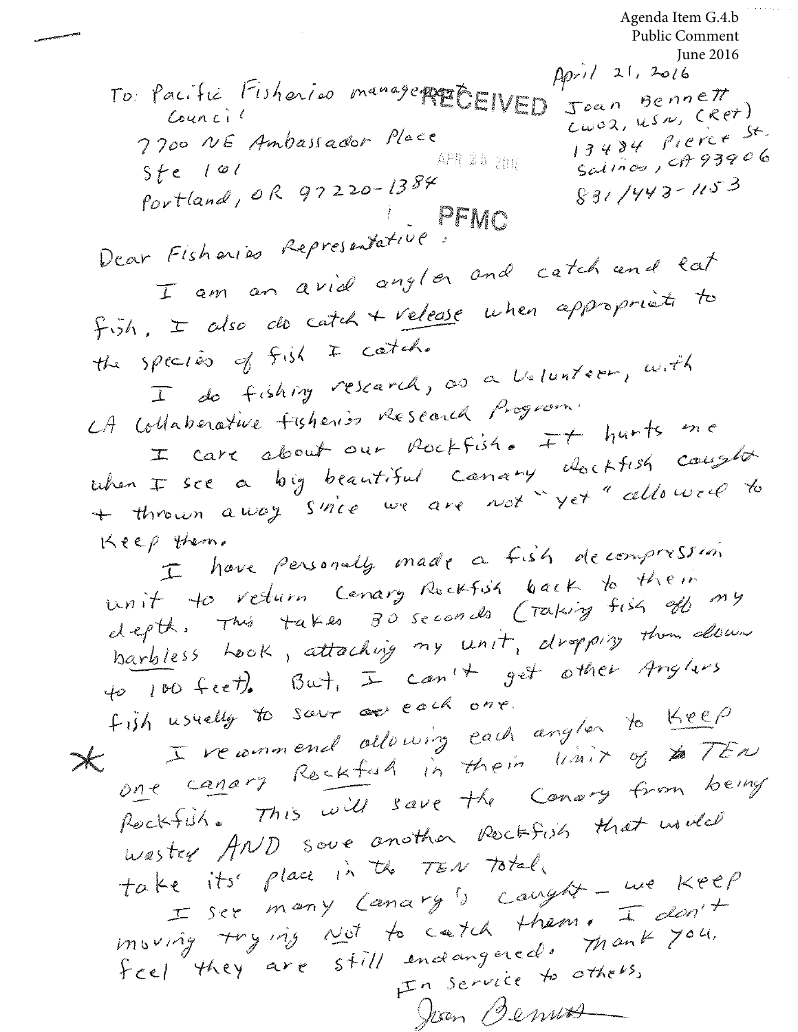Agenda Item G.4.b
Public Comment
June 2016

April 21, 2016

To: Pacific Fisheries management Council
7700 NE Ambassador Place
Ste 101
Portland, OR 97220-1384

RECEIVED
APR 25 2016
PFMC

Joan Bennett
CWO2, USN, (Ret)
13484 Pierce St.
Salinas, CA 93906
831/443-1153

Dear Fisheries Representative:

I am an avid angler and catch and eat fish, I also do catch + release when appropriate to the species of fish I catch.

I do fishing research, as a Volunteer, with CA Collaborative Fisheries Research Program.

I care about our Rockfish. It hurts me when I see a big beautiful Canary Rockfish caught + thrown away since we are not "yet" allowed to keep them.

I have personally made a fish decompression unit to return Canary Rockfish back to their depth. This takes 30 seconds (Taking fish off my barbless hook, attaching my unit, dropping them down to 100 feet). But, I can't get other Anglers fish usually to save each one.

\* I recommend allowing each angler to keep one Canary Rockfish in their limit of TEN Rockfish. This will save the Canary from being wasted AND save another Rockfish that would take its' place in the TEN total.

I see many Canary's caught - we keep moving trying Not to catch them. I don't feel they are still endangered. Thank You.

In Service to others,

Joan Bennett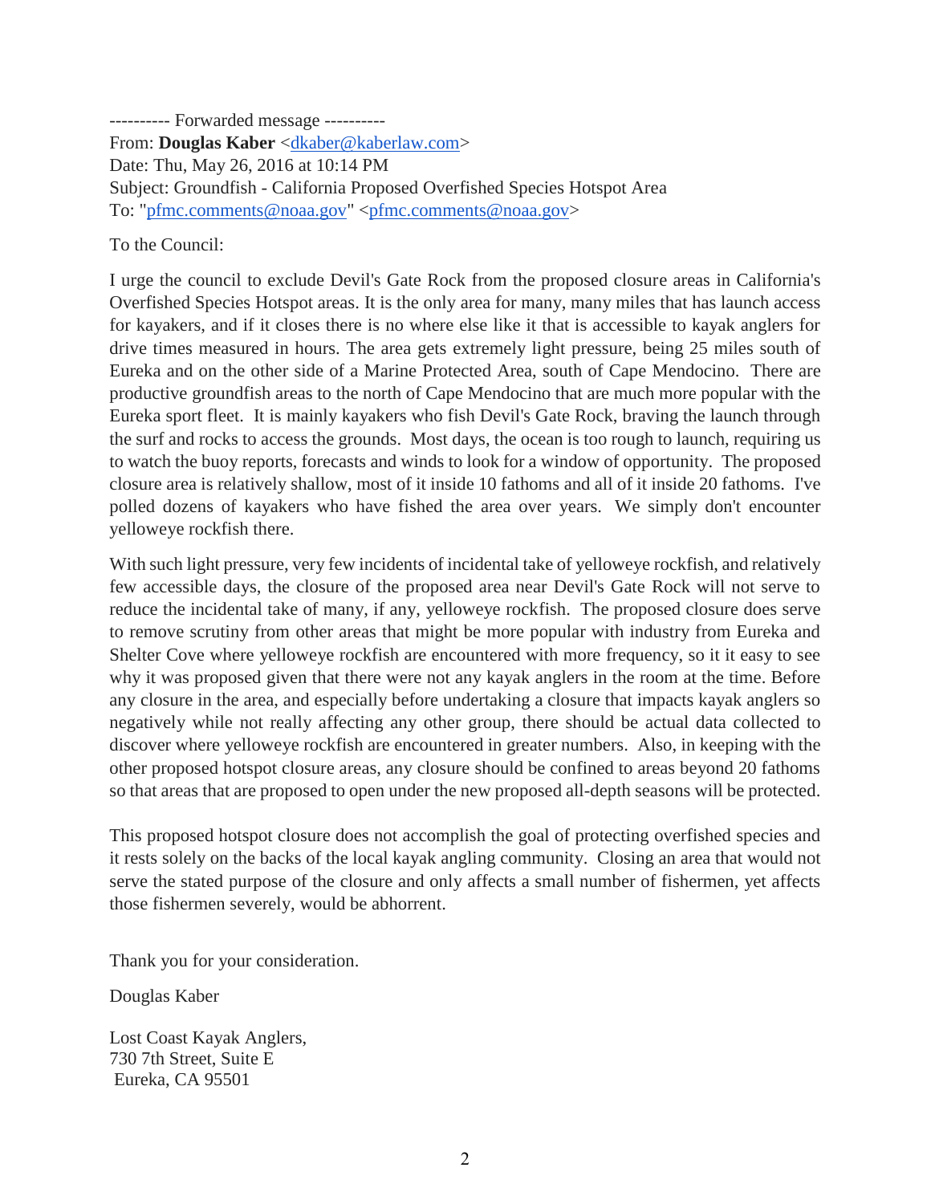---------- Forwarded message ----------  
From: **Douglas Kaber** <dkaber@kaberlaw.com>  
Date: Thu, May 26, 2016 at 10:14 PM  
Subject: Groundfish - California Proposed Overfished Species Hotspot Area  
To: "pfmc.comments@noaa.gov" <pfmc.comments@noaa.gov>

To the Council:

I urge the council to exclude Devil's Gate Rock from the proposed closure areas in California's Overfished Species Hotspot areas. It is the only area for many, many miles that has launch access for kayakers, and if it closes there is no where else like it that is accessible to kayak anglers for drive times measured in hours. The area gets extremely light pressure, being 25 miles south of Eureka and on the other side of a Marine Protected Area, south of Cape Mendocino. There are productive groundfish areas to the north of Cape Mendocino that are much more popular with the Eureka sport fleet. It is mainly kayakers who fish Devil's Gate Rock, braving the launch through the surf and rocks to access the grounds. Most days, the ocean is too rough to launch, requiring us to watch the buoy reports, forecasts and winds to look for a window of opportunity. The proposed closure area is relatively shallow, most of it inside 10 fathoms and all of it inside 20 fathoms. I've polled dozens of kayakers who have fished the area over years. We simply don't encounter yelloweye rockfish there.

With such light pressure, very few incidents of incidental take of yelloweye rockfish, and relatively few accessible days, the closure of the proposed area near Devil's Gate Rock will not serve to reduce the incidental take of many, if any, yelloweye rockfish. The proposed closure does serve to remove scrutiny from other areas that might be more popular with industry from Eureka and Shelter Cove where yelloweye rockfish are encountered with more frequency, so it it easy to see why it was proposed given that there were not any kayak anglers in the room at the time. Before any closure in the area, and especially before undertaking a closure that impacts kayak anglers so negatively while not really affecting any other group, there should be actual data collected to discover where yelloweye rockfish are encountered in greater numbers. Also, in keeping with the other proposed hotspot closure areas, any closure should be confined to areas beyond 20 fathoms so that areas that are proposed to open under the new proposed all-depth seasons will be protected.

This proposed hotspot closure does not accomplish the goal of protecting overfished species and it rests solely on the backs of the local kayak angling community. Closing an area that would not serve the stated purpose of the closure and only affects a small number of fishermen, yet affects those fishermen severely, would be abhorrent.

Thank you for your consideration.

Douglas Kaber

Lost Coast Kayak Anglers,  
730 7th Street, Suite E  
Eureka, CA 95501